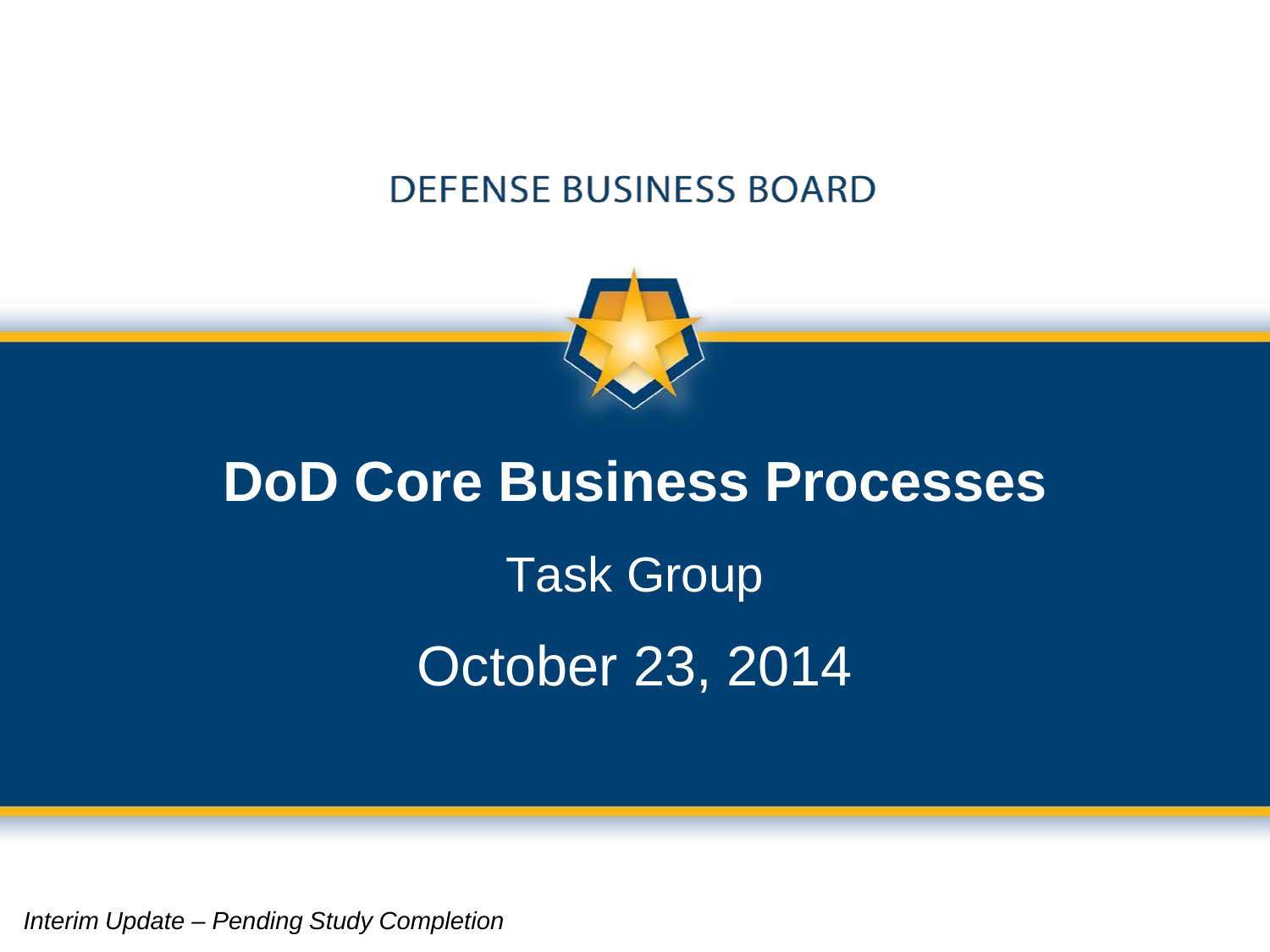DEFENSE BUSINESS BOARD

# DoD Core Business Processes

Task Group

October 23, 2014

*Interim Update – Pending Study Completion*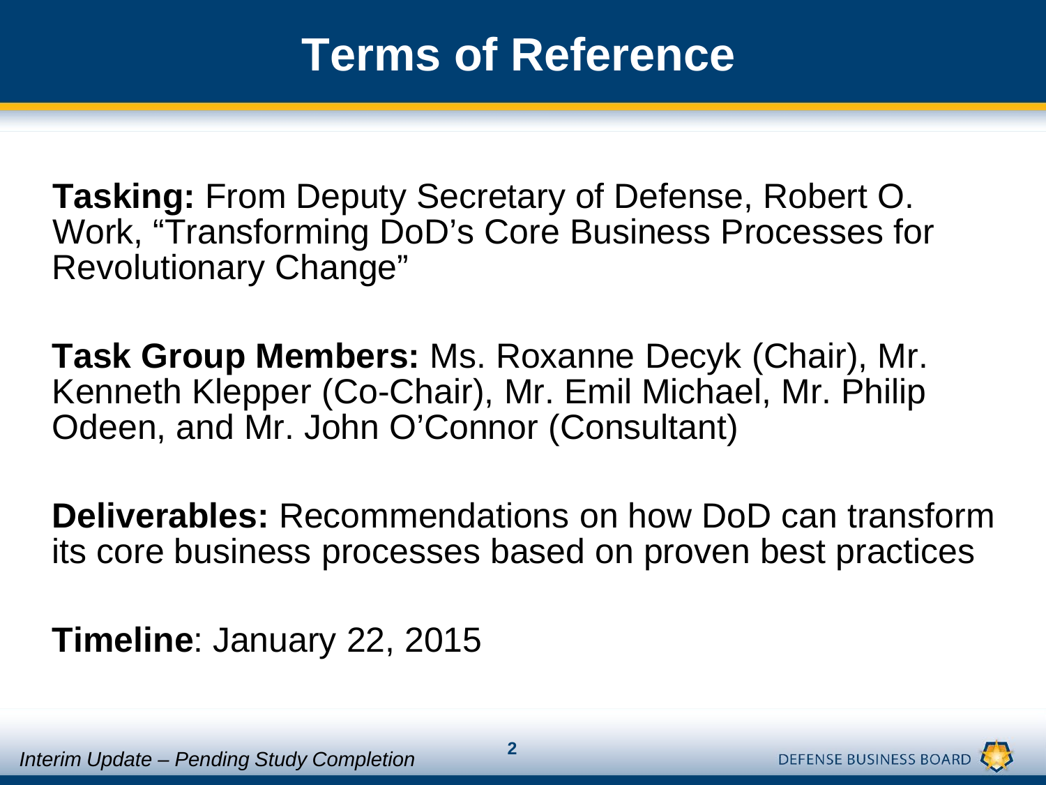# Terms of Reference

**Tasking:** From Deputy Secretary of Defense, Robert O. Work, “Transforming DoD’s Core Business Processes for Revolutionary Change”

**Task Group Members:** Ms. Roxanne Decyk (Chair), Mr. Kenneth Klepper (Co-Chair), Mr. Emil Michael, Mr. Philip Odeen, and Mr. John O’Connor (Consultant)

**Deliverables:** Recommendations on how DoD can transform its core business processes based on proven best practices

**Timeline**: January 22, 2015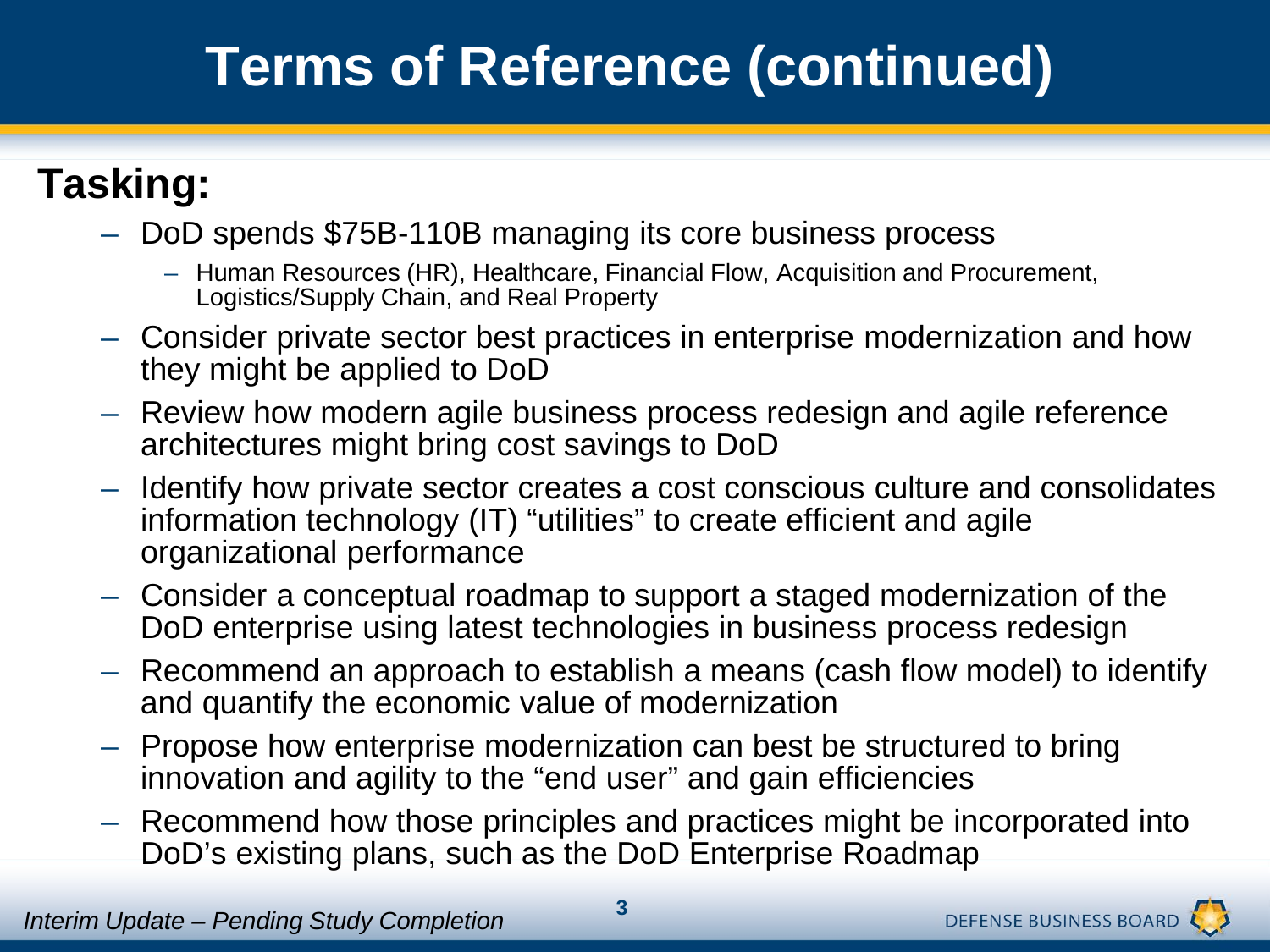# Terms of Reference (continued)

**Tasking:**

- DoD spends $75B-110B managing its core business process
  - Human Resources (HR), Healthcare, Financial Flow, Acquisition and Procurement, Logistics/Supply Chain, and Real Property
- Consider private sector best practices in enterprise modernization and how they might be applied to DoD
- Review how modern agile business process redesign and agile reference architectures might bring cost savings to DoD
- Identify how private sector creates a cost conscious culture and consolidates information technology (IT) "utilities" to create efficient and agile organizational performance
- Consider a conceptual roadmap to support a staged modernization of the DoD enterprise using latest technologies in business process redesign
- Recommend an approach to establish a means (cash flow model) to identify and quantify the economic value of modernization
- Propose how enterprise modernization can best be structured to bring innovation and agility to the "end user" and gain efficiencies
- Recommend how those principles and practices might be incorporated into DoD's existing plans, such as the DoD Enterprise Roadmap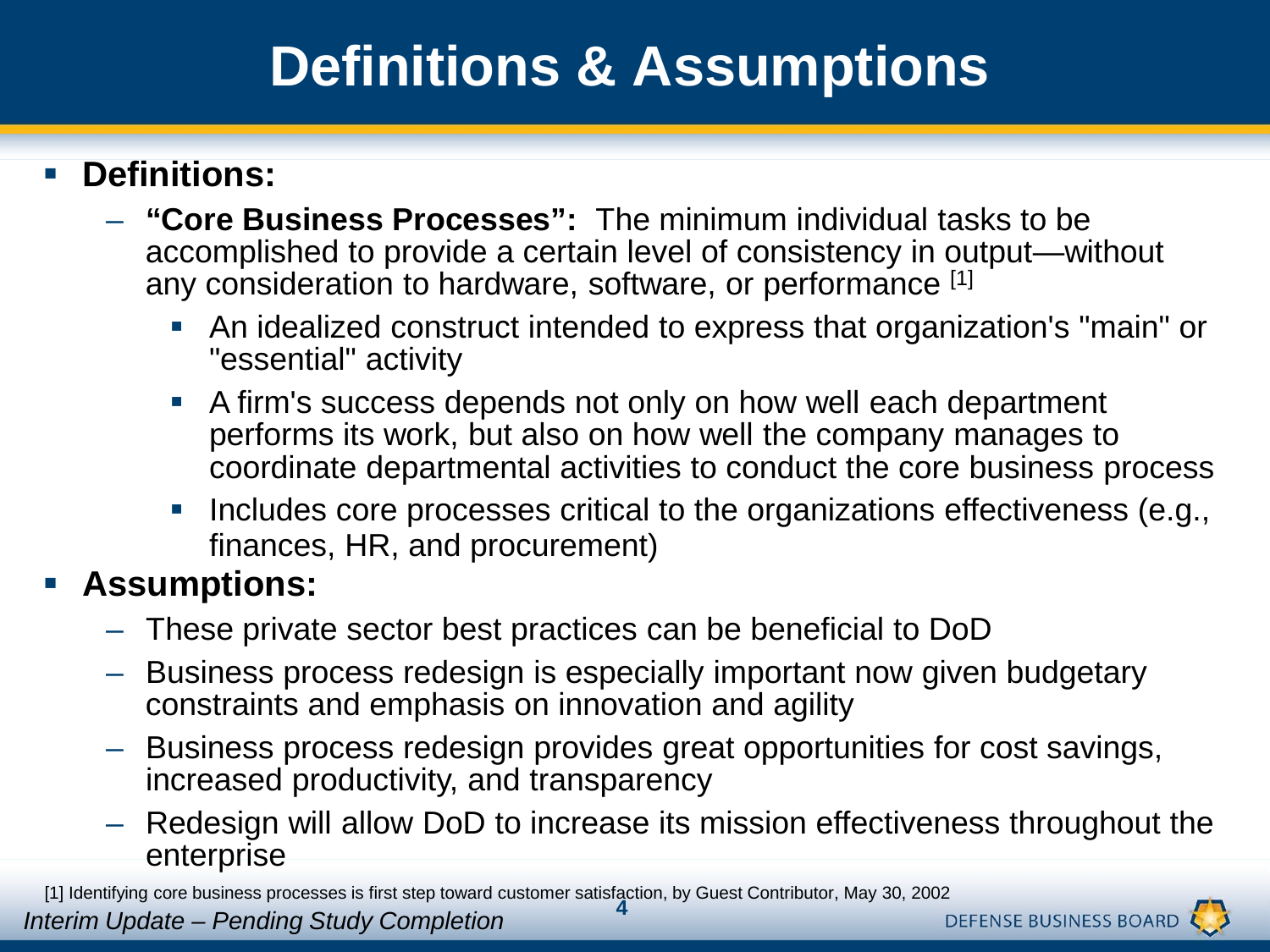# Definitions & Assumptions

- **Definitions:**
  - **"Core Business Processes":** The minimum individual tasks to be accomplished to provide a certain level of consistency in output—without any consideration to hardware, software, or performance [1]
    - An idealized construct intended to express that organization's "main" or "essential" activity
    - A firm's success depends not only on how well each department performs its work, but also on how well the company manages to coordinate departmental activities to conduct the core business process
    - Includes core processes critical to the organizations effectiveness (e.g., finances, HR, and procurement)
- **Assumptions:**
  - These private sector best practices can be beneficial to DoD
  - Business process redesign is especially important now given budgetary constraints and emphasis on innovation and agility
  - Business process redesign provides great opportunities for cost savings, increased productivity, and transparency
  - Redesign will allow DoD to increase its mission effectiveness throughout the enterprise

[1] Identifying core business processes is first step toward customer satisfaction, by Guest Contributor, May 30, 2002

*Interim Update – Pending Study Completion*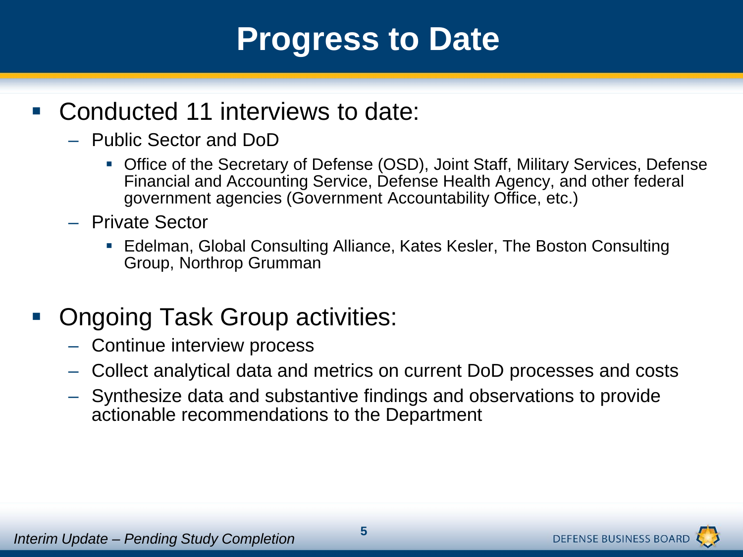# Progress to Date

- Conducted 11 interviews to date:
  - Public Sector and DoD
    - Office of the Secretary of Defense (OSD), Joint Staff, Military Services, Defense Financial and Accounting Service, Defense Health Agency, and other federal government agencies (Government Accountability Office, etc.)
  - Private Sector
    - Edelman, Global Consulting Alliance, Kates Kesler, The Boston Consulting Group, Northrop Grumman

- Ongoing Task Group activities:
  - Continue interview process
  - Collect analytical data and metrics on current DoD processes and costs
  - Synthesize data and substantive findings and observations to provide actionable recommendations to the Department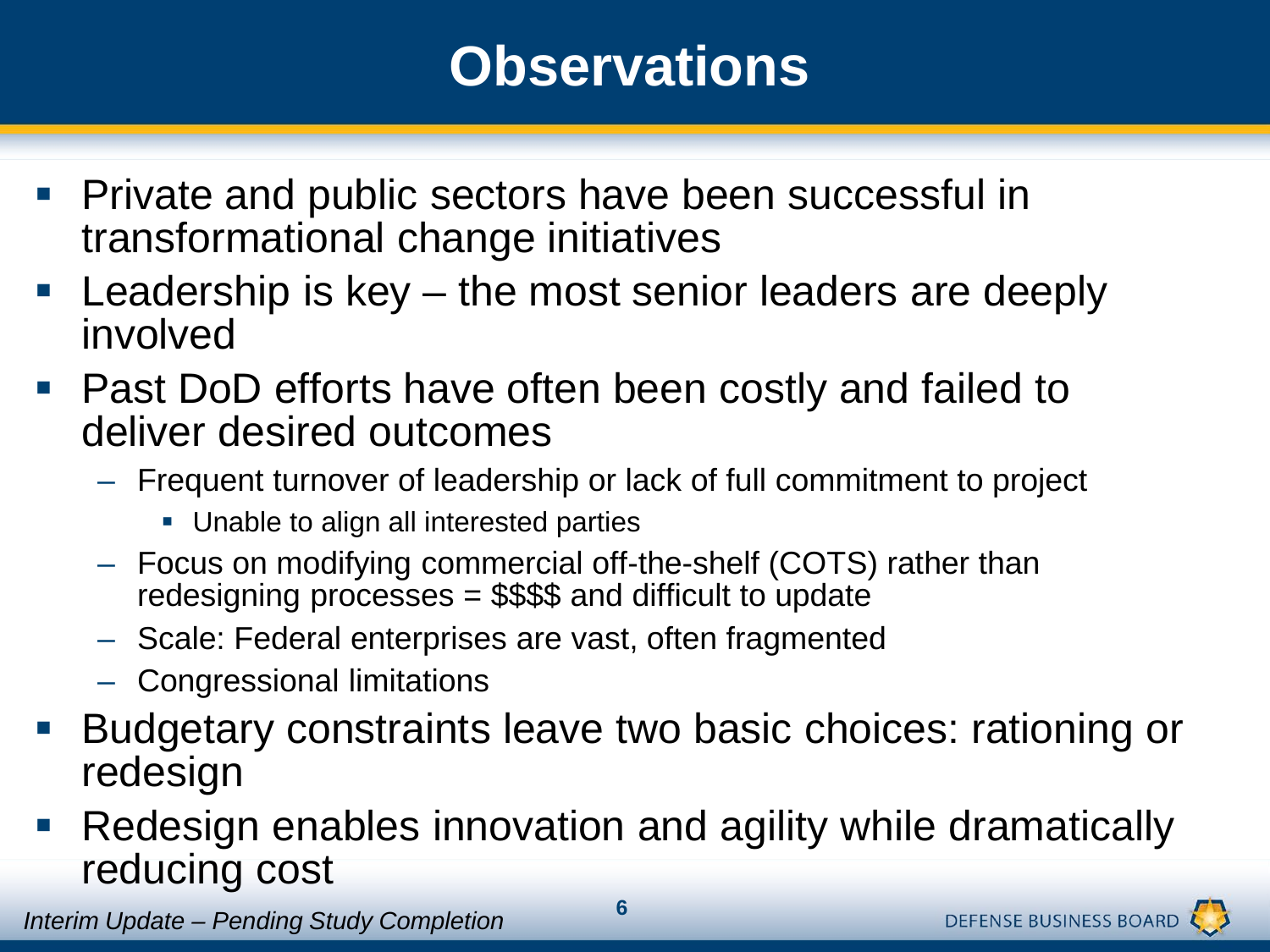# Observations

- Private and public sectors have been successful in transformational change initiatives
- Leadership is key – the most senior leaders are deeply involved
- Past DoD efforts have often been costly and failed to deliver desired outcomes
  - Frequent turnover of leadership or lack of full commitment to project
    - Unable to align all interested parties
  - Focus on modifying commercial off-the-shelf (COTS) rather than redesigning processes = $$$$ and difficult to update
  - Scale: Federal enterprises are vast, often fragmented
  - Congressional limitations
- Budgetary constraints leave two basic choices: rationing or redesign
- Redesign enables innovation and agility while dramatically reducing cost

*Interim Update – Pending Study Completion*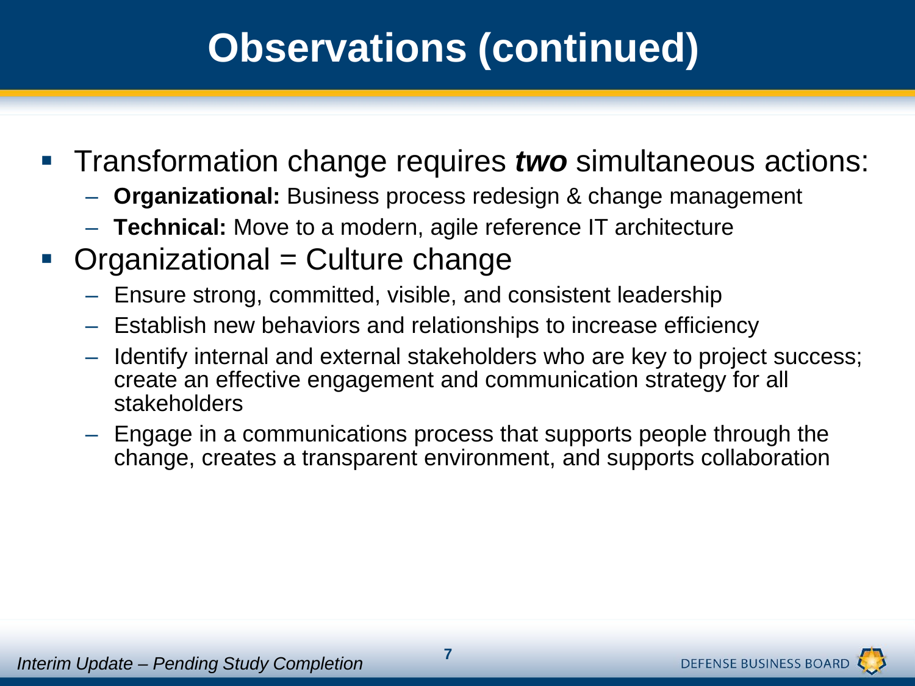# Observations (continued)

- Transformation change requires ***two*** simultaneous actions:
  - **Organizational:** Business process redesign & change management
  - **Technical:** Move to a modern, agile reference IT architecture
- Organizational = Culture change
  - Ensure strong, committed, visible, and consistent leadership
  - Establish new behaviors and relationships to increase efficiency
  - Identify internal and external stakeholders who are key to project success; create an effective engagement and communication strategy for all stakeholders
  - Engage in a communications process that supports people through the change, creates a transparent environment, and supports collaboration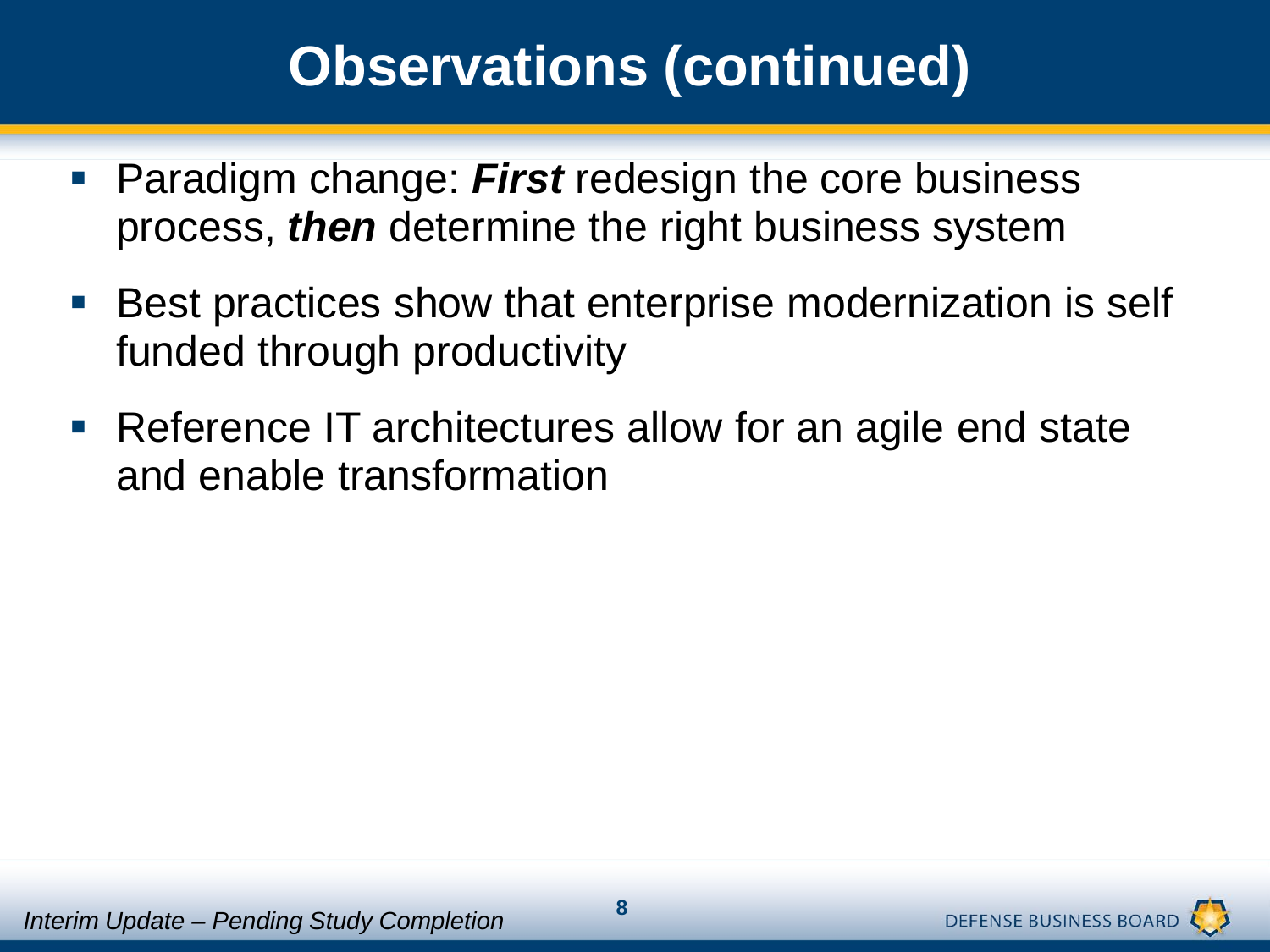# Observations (continued)

- Paradigm change: ***First*** redesign the core business process, ***then*** determine the right business system
- Best practices show that enterprise modernization is self funded through productivity
- Reference IT architectures allow for an agile end state and enable transformation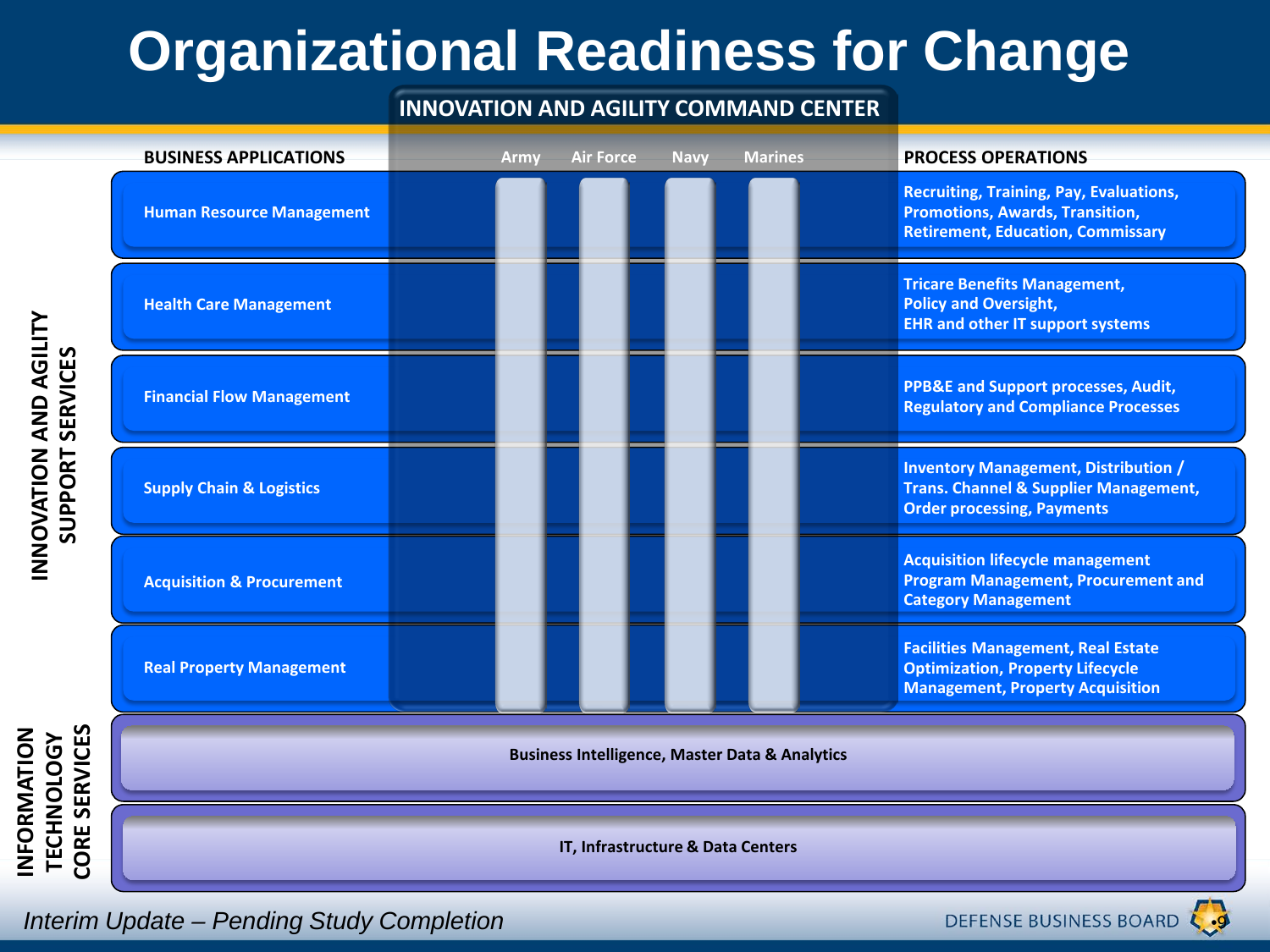# Organizational Readiness for Change

## INNOVATION AND AGILITY COMMAND CENTER

Army | Air Force | Navy | Marines

### INNOVATION AND AGILITY SUPPORT SERVICES

| BUSINESS APPLICATIONS | PROCESS OPERATIONS |
|---|---|
| Human Resource Management | Recruiting, Training, Pay, Evaluations, Promotions, Awards, Transition, Retirement, Education, Commissary |
| Health Care Management | Tricare Benefits Management, Policy and Oversight, EHR and other IT support systems |
| Financial Flow Management | PPB&E and Support processes, Audit, Regulatory and Compliance Processes |
| Supply Chain & Logistics | Inventory Management, Distribution / Trans. Channel & Supplier Management, Order processing, Payments |
| Acquisition & Procurement | Acquisition lifecycle management Program Management, Procurement and Category Management |
| Real Property Management | Facilities Management, Real Estate Optimization, Property Lifecycle Management, Property Acquisition |

### INFORMATION TECHNOLOGY CORE SERVICES

- Business Intelligence, Master Data & Analytics
- IT, Infrastructure & Data Centers

*Interim Update – Pending Study Completion*

DEFENSE BUSINESS BOARD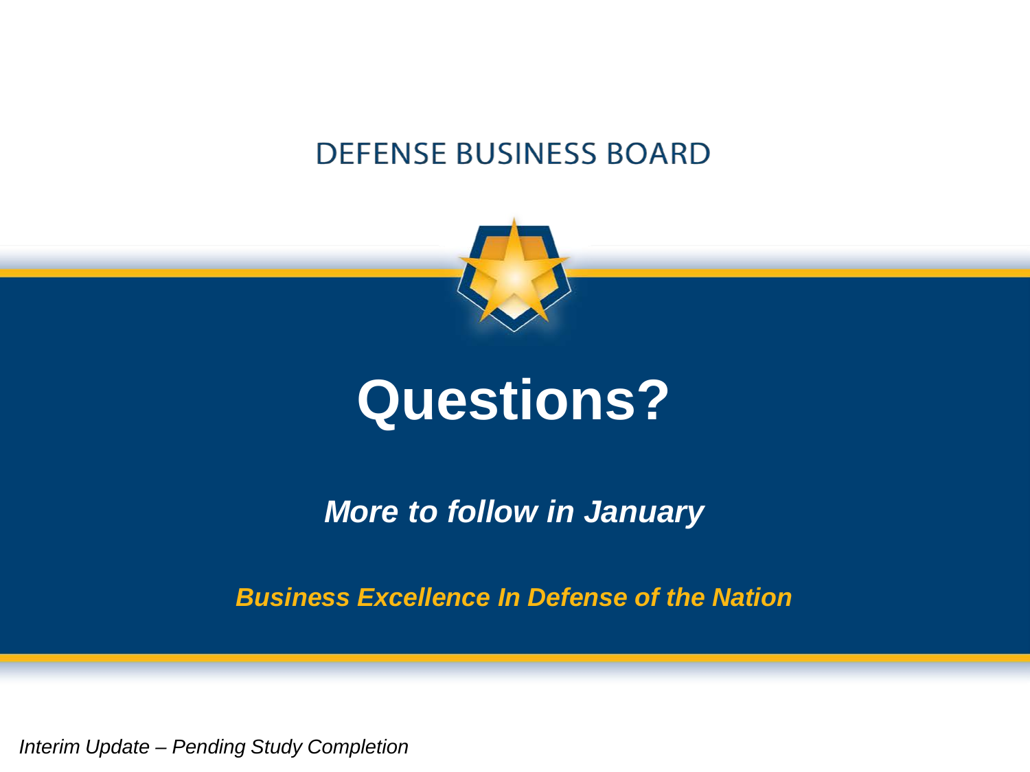DEFENSE BUSINESS BOARD

# Questions?

***More to follow in January***

***Business Excellence In Defense of the Nation***

*Interim Update – Pending Study Completion*